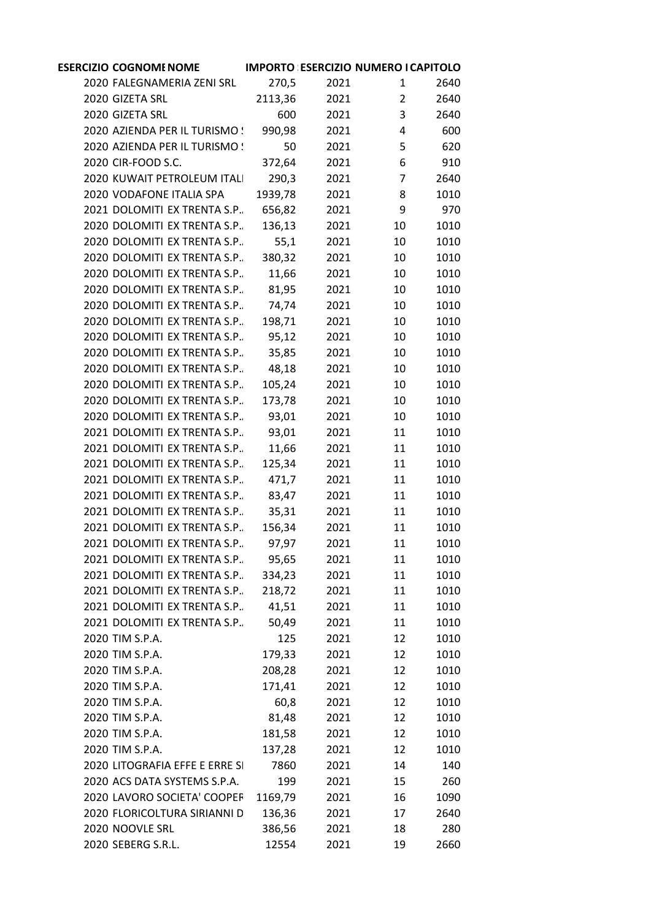| ESERCIZIO | COGNOME | NOME | IMPORTO | ESERCIZIO | NUMERO | CAPITOLO |
|---|---|---|---|---|---|---|
| 2020 | FALEGNAMERIA ZENI SRL | | 270,5 | 2021 | 1 | 2640 |
| 2020 | GIZETA SRL | | 2113,36 | 2021 | 2 | 2640 |
| 2020 | GIZETA SRL | | 600 | 2021 | 3 | 2640 |
| 2020 | AZIENDA PER IL TURISMO S | | 990,98 | 2021 | 4 | 600 |
| 2020 | AZIENDA PER IL TURISMO S | | 50 | 2021 | 5 | 620 |
| 2020 | CIR-FOOD S.C. | | 372,64 | 2021 | 6 | 910 |
| 2020 | KUWAIT PETROLEUM ITALI | | 290,3 | 2021 | 7 | 2640 |
| 2020 | VODAFONE ITALIA SPA | | 1939,78 | 2021 | 8 | 1010 |
| 2021 | DOLOMITI | EX TRENTA S.P. | 656,82 | 2021 | 9 | 970 |
| 2020 | DOLOMITI | EX TRENTA S.P. | 136,13 | 2021 | 10 | 1010 |
| 2020 | DOLOMITI | EX TRENTA S.P. | 55,1 | 2021 | 10 | 1010 |
| 2020 | DOLOMITI | EX TRENTA S.P. | 380,32 | 2021 | 10 | 1010 |
| 2020 | DOLOMITI | EX TRENTA S.P. | 11,66 | 2021 | 10 | 1010 |
| 2020 | DOLOMITI | EX TRENTA S.P. | 81,95 | 2021 | 10 | 1010 |
| 2020 | DOLOMITI | EX TRENTA S.P. | 74,74 | 2021 | 10 | 1010 |
| 2020 | DOLOMITI | EX TRENTA S.P. | 198,71 | 2021 | 10 | 1010 |
| 2020 | DOLOMITI | EX TRENTA S.P. | 95,12 | 2021 | 10 | 1010 |
| 2020 | DOLOMITI | EX TRENTA S.P. | 35,85 | 2021 | 10 | 1010 |
| 2020 | DOLOMITI | EX TRENTA S.P. | 48,18 | 2021 | 10 | 1010 |
| 2020 | DOLOMITI | EX TRENTA S.P. | 105,24 | 2021 | 10 | 1010 |
| 2020 | DOLOMITI | EX TRENTA S.P. | 173,78 | 2021 | 10 | 1010 |
| 2020 | DOLOMITI | EX TRENTA S.P. | 93,01 | 2021 | 10 | 1010 |
| 2021 | DOLOMITI | EX TRENTA S.P. | 93,01 | 2021 | 11 | 1010 |
| 2021 | DOLOMITI | EX TRENTA S.P. | 11,66 | 2021 | 11 | 1010 |
| 2021 | DOLOMITI | EX TRENTA S.P. | 125,34 | 2021 | 11 | 1010 |
| 2021 | DOLOMITI | EX TRENTA S.P. | 471,7 | 2021 | 11 | 1010 |
| 2021 | DOLOMITI | EX TRENTA S.P. | 83,47 | 2021 | 11 | 1010 |
| 2021 | DOLOMITI | EX TRENTA S.P. | 35,31 | 2021 | 11 | 1010 |
| 2021 | DOLOMITI | EX TRENTA S.P. | 156,34 | 2021 | 11 | 1010 |
| 2021 | DOLOMITI | EX TRENTA S.P. | 97,97 | 2021 | 11 | 1010 |
| 2021 | DOLOMITI | EX TRENTA S.P. | 95,65 | 2021 | 11 | 1010 |
| 2021 | DOLOMITI | EX TRENTA S.P. | 334,23 | 2021 | 11 | 1010 |
| 2021 | DOLOMITI | EX TRENTA S.P. | 218,72 | 2021 | 11 | 1010 |
| 2021 | DOLOMITI | EX TRENTA S.P. | 41,51 | 2021 | 11 | 1010 |
| 2021 | DOLOMITI | EX TRENTA S.P. | 50,49 | 2021 | 11 | 1010 |
| 2020 | TIM S.P.A. | | 125 | 2021 | 12 | 1010 |
| 2020 | TIM S.P.A. | | 179,33 | 2021 | 12 | 1010 |
| 2020 | TIM S.P.A. | | 208,28 | 2021 | 12 | 1010 |
| 2020 | TIM S.P.A. | | 171,41 | 2021 | 12 | 1010 |
| 2020 | TIM S.P.A. | | 60,8 | 2021 | 12 | 1010 |
| 2020 | TIM S.P.A. | | 81,48 | 2021 | 12 | 1010 |
| 2020 | TIM S.P.A. | | 181,58 | 2021 | 12 | 1010 |
| 2020 | TIM S.P.A. | | 137,28 | 2021 | 12 | 1010 |
| 2020 | LITOGRAFIA EFFE E ERRE SI | | 7860 | 2021 | 14 | 140 |
| 2020 | ACS DATA SYSTEMS S.P.A. | | 199 | 2021 | 15 | 260 |
| 2020 | LAVORO SOCIETA' COOPER | | 1169,79 | 2021 | 16 | 1090 |
| 2020 | FLORICOLTURA SIRIANNI D | | 136,36 | 2021 | 17 | 2640 |
| 2020 | NOOVLE SRL | | 386,56 | 2021 | 18 | 280 |
| 2020 | SEBERG S.R.L. | | 12554 | 2021 | 19 | 2660 |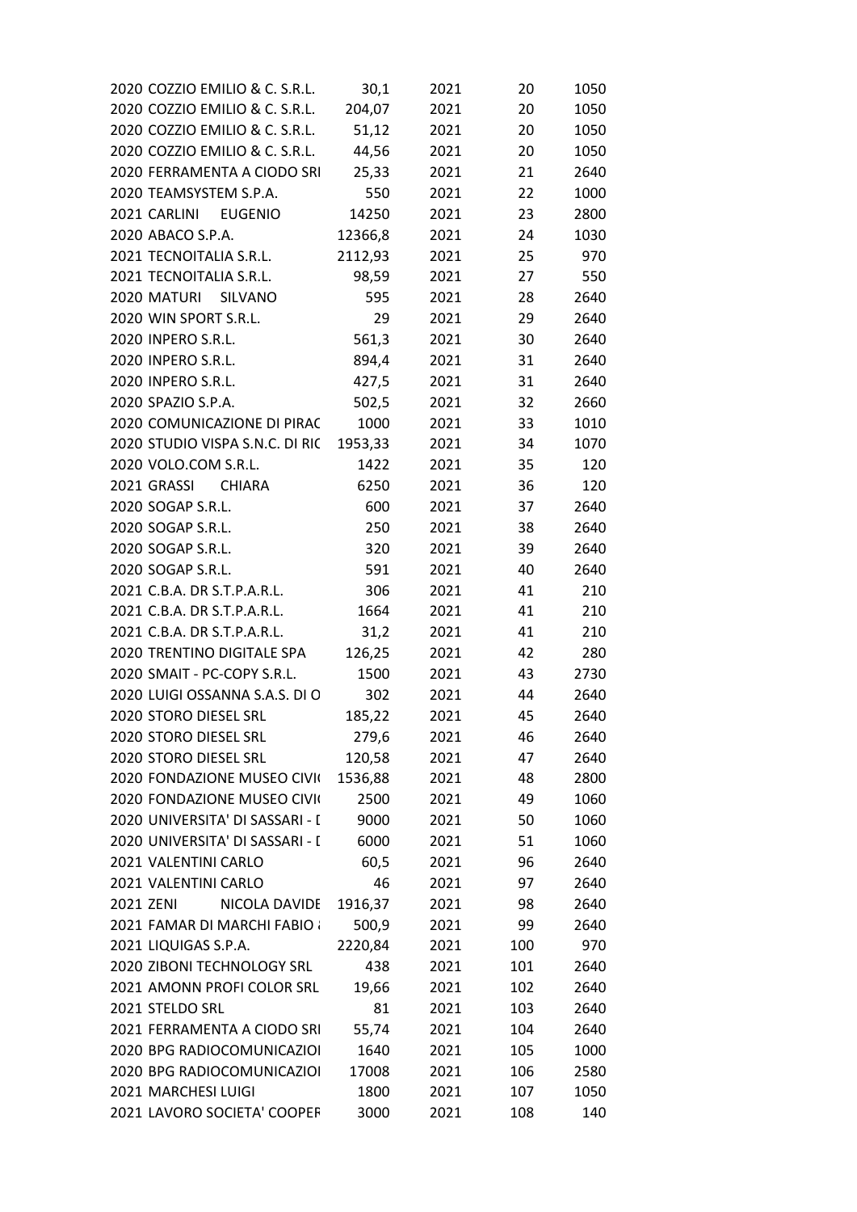| | | | | | |
|---|---|---|---|---|---|
| 2020 | COZZIO EMILIO & C. S.R.L. | 30,1 | 2021 | 20 | 1050 |
| 2020 | COZZIO EMILIO & C. S.R.L. | 204,07 | 2021 | 20 | 1050 |
| 2020 | COZZIO EMILIO & C. S.R.L. | 51,12 | 2021 | 20 | 1050 |
| 2020 | COZZIO EMILIO & C. S.R.L. | 44,56 | 2021 | 20 | 1050 |
| 2020 | FERRAMENTA A CIODO SRI | 25,33 | 2021 | 21 | 2640 |
| 2020 | TEAMSYSTEM S.P.A. | 550 | 2021 | 22 | 1000 |
| 2021 | CARLINI EUGENIO | 14250 | 2021 | 23 | 2800 |
| 2020 | ABACO S.P.A. | 12366,8 | 2021 | 24 | 1030 |
| 2021 | TECNOITALIA S.R.L. | 2112,93 | 2021 | 25 | 970 |
| 2021 | TECNOITALIA S.R.L. | 98,59 | 2021 | 27 | 550 |
| 2020 | MATURI SILVANO | 595 | 2021 | 28 | 2640 |
| 2020 | WIN SPORT S.R.L. | 29 | 2021 | 29 | 2640 |
| 2020 | INPERO S.R.L. | 561,3 | 2021 | 30 | 2640 |
| 2020 | INPERO S.R.L. | 894,4 | 2021 | 31 | 2640 |
| 2020 | INPERO S.R.L. | 427,5 | 2021 | 31 | 2640 |
| 2020 | SPAZIO S.P.A. | 502,5 | 2021 | 32 | 2660 |
| 2020 | COMUNICAZIONE DI PIRAC | 1000 | 2021 | 33 | 1010 |
| 2020 | STUDIO VISPA S.N.C. DI RIC | 1953,33 | 2021 | 34 | 1070 |
| 2020 | VOLO.COM S.R.L. | 1422 | 2021 | 35 | 120 |
| 2021 | GRASSI CHIARA | 6250 | 2021 | 36 | 120 |
| 2020 | SOGAP S.R.L. | 600 | 2021 | 37 | 2640 |
| 2020 | SOGAP S.R.L. | 250 | 2021 | 38 | 2640 |
| 2020 | SOGAP S.R.L. | 320 | 2021 | 39 | 2640 |
| 2020 | SOGAP S.R.L. | 591 | 2021 | 40 | 2640 |
| 2021 | C.B.A. DR S.T.P.A.R.L. | 306 | 2021 | 41 | 210 |
| 2021 | C.B.A. DR S.T.P.A.R.L. | 1664 | 2021 | 41 | 210 |
| 2021 | C.B.A. DR S.T.P.A.R.L. | 31,2 | 2021 | 41 | 210 |
| 2020 | TRENTINO DIGITALE SPA | 126,25 | 2021 | 42 | 280 |
| 2020 | SMAIT - PC-COPY S.R.L. | 1500 | 2021 | 43 | 2730 |
| 2020 | LUIGI OSSANNA S.A.S. DI O | 302 | 2021 | 44 | 2640 |
| 2020 | STORO DIESEL SRL | 185,22 | 2021 | 45 | 2640 |
| 2020 | STORO DIESEL SRL | 279,6 | 2021 | 46 | 2640 |
| 2020 | STORO DIESEL SRL | 120,58 | 2021 | 47 | 2640 |
| 2020 | FONDAZIONE MUSEO CIVI | 1536,88 | 2021 | 48 | 2800 |
| 2020 | FONDAZIONE MUSEO CIVI | 2500 | 2021 | 49 | 1060 |
| 2020 | UNIVERSITA' DI SASSARI - I | 9000 | 2021 | 50 | 1060 |
| 2020 | UNIVERSITA' DI SASSARI - I | 6000 | 2021 | 51 | 1060 |
| 2021 | VALENTINI CARLO | 60,5 | 2021 | 96 | 2640 |
| 2021 | VALENTINI CARLO | 46 | 2021 | 97 | 2640 |
| 2021 | ZENI NICOLA DAVIDE | 1916,37 | 2021 | 98 | 2640 |
| 2021 | FAMAR DI MARCHI FABIO | 500,9 | 2021 | 99 | 2640 |
| 2021 | LIQUIGAS S.P.A. | 2220,84 | 2021 | 100 | 970 |
| 2020 | ZIBONI TECHNOLOGY SRL | 438 | 2021 | 101 | 2640 |
| 2021 | AMONN PROFI COLOR SRL | 19,66 | 2021 | 102 | 2640 |
| 2021 | STELDO SRL | 81 | 2021 | 103 | 2640 |
| 2021 | FERRAMENTA A CIODO SRI | 55,74 | 2021 | 104 | 2640 |
| 2020 | BPG RADIOCOMUNICAZIOI | 1640 | 2021 | 105 | 1000 |
| 2020 | BPG RADIOCOMUNICAZIOI | 17008 | 2021 | 106 | 2580 |
| 2021 | MARCHESI LUIGI | 1800 | 2021 | 107 | 1050 |
| 2021 | LAVORO SOCIETA' COOPER | 3000 | 2021 | 108 | 140 |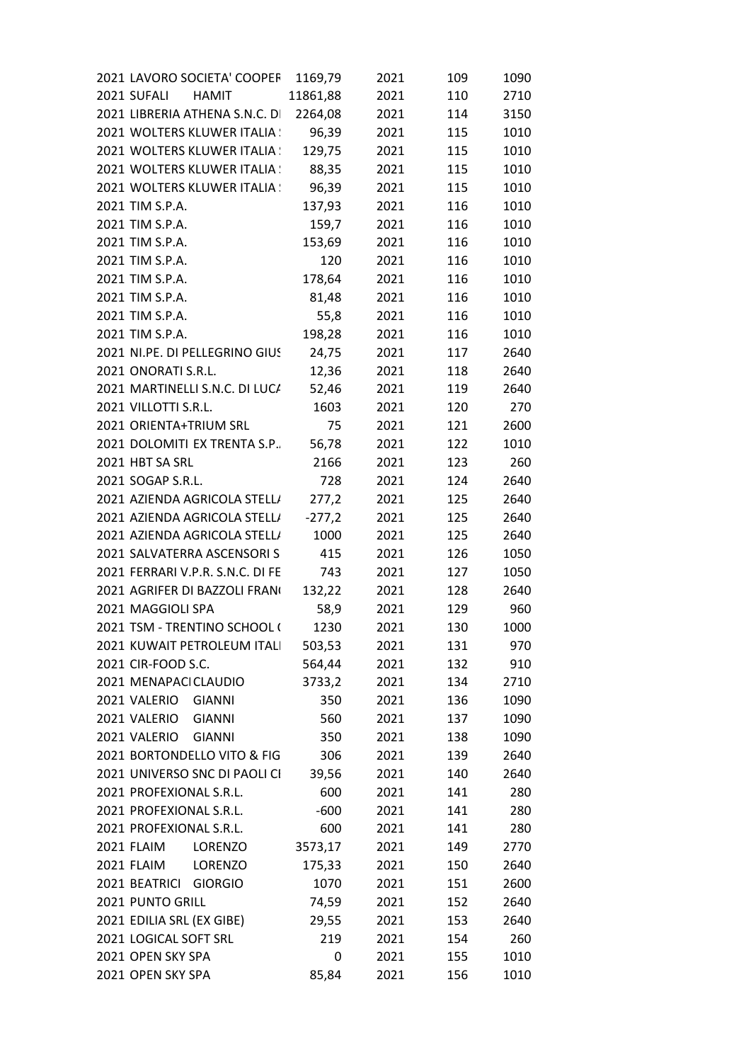| | | | | | |
|---|---|---|---|---|---|
| 2021 | LAVORO SOCIETA' COOPER | 1169,79 | 2021 | 109 | 1090 |
| 2021 | SUFALI HAMIT | 11861,88 | 2021 | 110 | 2710 |
| 2021 | LIBRERIA ATHENA S.N.C. DI | 2264,08 | 2021 | 114 | 3150 |
| 2021 | WOLTERS KLUWER ITALIA : | 96,39 | 2021 | 115 | 1010 |
| 2021 | WOLTERS KLUWER ITALIA : | 129,75 | 2021 | 115 | 1010 |
| 2021 | WOLTERS KLUWER ITALIA : | 88,35 | 2021 | 115 | 1010 |
| 2021 | WOLTERS KLUWER ITALIA : | 96,39 | 2021 | 115 | 1010 |
| 2021 | TIM S.P.A. | 137,93 | 2021 | 116 | 1010 |
| 2021 | TIM S.P.A. | 159,7 | 2021 | 116 | 1010 |
| 2021 | TIM S.P.A. | 153,69 | 2021 | 116 | 1010 |
| 2021 | TIM S.P.A. | 120 | 2021 | 116 | 1010 |
| 2021 | TIM S.P.A. | 178,64 | 2021 | 116 | 1010 |
| 2021 | TIM S.P.A. | 81,48 | 2021 | 116 | 1010 |
| 2021 | TIM S.P.A. | 55,8 | 2021 | 116 | 1010 |
| 2021 | TIM S.P.A. | 198,28 | 2021 | 116 | 1010 |
| 2021 | NI.PE. DI PELLEGRINO GIUS | 24,75 | 2021 | 117 | 2640 |
| 2021 | ONORATI S.R.L. | 12,36 | 2021 | 118 | 2640 |
| 2021 | MARTINELLI S.N.C. DI LUCA | 52,46 | 2021 | 119 | 2640 |
| 2021 | VILLOTTI S.R.L. | 1603 | 2021 | 120 | 270 |
| 2021 | ORIENTA+TRIUM SRL | 75 | 2021 | 121 | 2600 |
| 2021 | DOLOMITI EX TRENTA S.P. | 56,78 | 2021 | 122 | 1010 |
| 2021 | HBT SA SRL | 2166 | 2021 | 123 | 260 |
| 2021 | SOGAP S.R.L. | 728 | 2021 | 124 | 2640 |
| 2021 | AZIENDA AGRICOLA STELLA | 277,2 | 2021 | 125 | 2640 |
| 2021 | AZIENDA AGRICOLA STELLA | -277,2 | 2021 | 125 | 2640 |
| 2021 | AZIENDA AGRICOLA STELLA | 1000 | 2021 | 125 | 2640 |
| 2021 | SALVATERRA ASCENSORI S | 415 | 2021 | 126 | 1050 |
| 2021 | FERRARI V.P.R. S.N.C. DI FE | 743 | 2021 | 127 | 1050 |
| 2021 | AGRIFER DI BAZZOLI FRAN( | 132,22 | 2021 | 128 | 2640 |
| 2021 | MAGGIOLI SPA | 58,9 | 2021 | 129 | 960 |
| 2021 | TSM - TRENTINO SCHOOL ( | 1230 | 2021 | 130 | 1000 |
| 2021 | KUWAIT PETROLEUM ITALI | 503,53 | 2021 | 131 | 970 |
| 2021 | CIR-FOOD S.C. | 564,44 | 2021 | 132 | 910 |
| 2021 | MENAPACI CLAUDIO | 3733,2 | 2021 | 134 | 2710 |
| 2021 | VALERIO GIANNI | 350 | 2021 | 136 | 1090 |
| 2021 | VALERIO GIANNI | 560 | 2021 | 137 | 1090 |
| 2021 | VALERIO GIANNI | 350 | 2021 | 138 | 1090 |
| 2021 | BORTONDELLO VITO & FIG | 306 | 2021 | 139 | 2640 |
| 2021 | UNIVERSO SNC DI PAOLI CI | 39,56 | 2021 | 140 | 2640 |
| 2021 | PROFEXIONAL S.R.L. | 600 | 2021 | 141 | 280 |
| 2021 | PROFEXIONAL S.R.L. | -600 | 2021 | 141 | 280 |
| 2021 | PROFEXIONAL S.R.L. | 600 | 2021 | 141 | 280 |
| 2021 | FLAIM LORENZO | 3573,17 | 2021 | 149 | 2770 |
| 2021 | FLAIM LORENZO | 175,33 | 2021 | 150 | 2640 |
| 2021 | BEATRICI GIORGIO | 1070 | 2021 | 151 | 2600 |
| 2021 | PUNTO GRILL | 74,59 | 2021 | 152 | 2640 |
| 2021 | EDILIA SRL (EX GIBE) | 29,55 | 2021 | 153 | 2640 |
| 2021 | LOGICAL SOFT SRL | 219 | 2021 | 154 | 260 |
| 2021 | OPEN SKY SPA | 0 | 2021 | 155 | 1010 |
| 2021 | OPEN SKY SPA | 85,84 | 2021 | 156 | 1010 |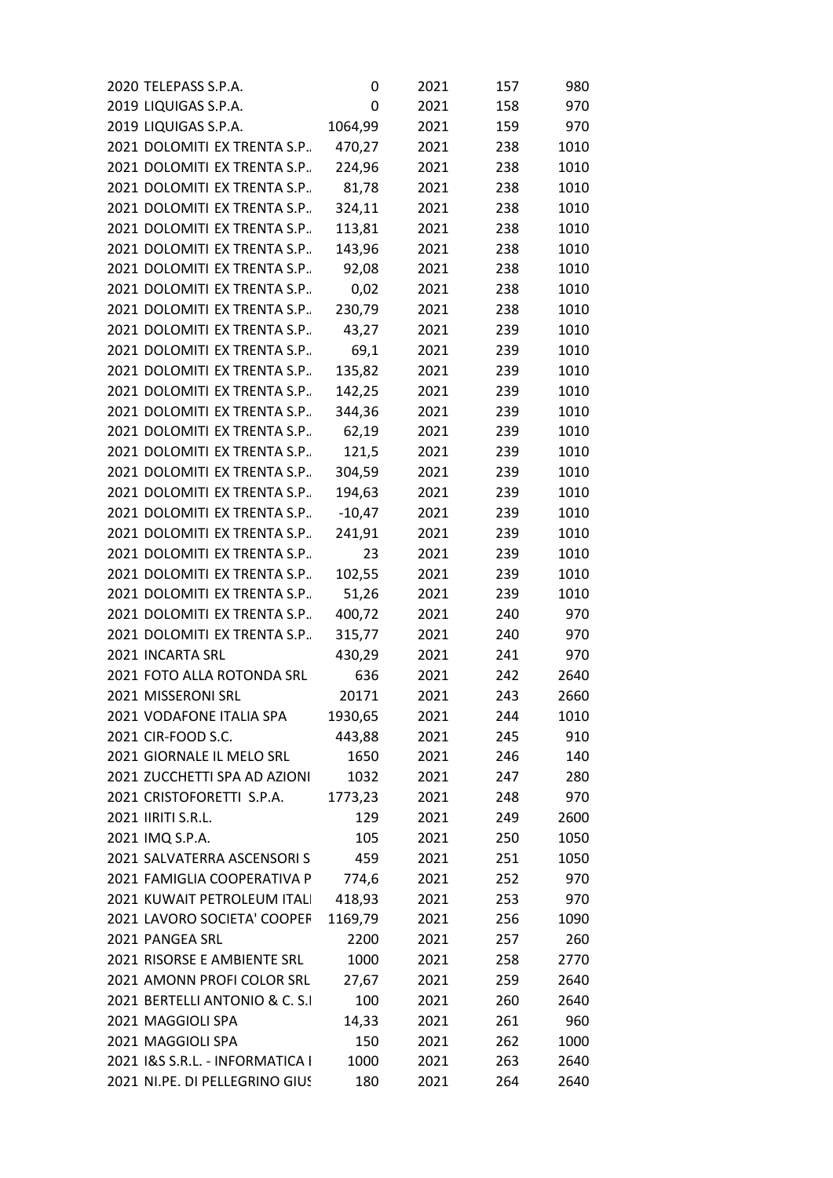| | | | | | |
|---|---|---|---|---|---|
| 2020 | TELEPASS S.P.A. | 0 | 2021 | 157 | 980 |
| 2019 | LIQUIGAS S.P.A. | 0 | 2021 | 158 | 970 |
| 2019 | LIQUIGAS S.P.A. | 1064,99 | 2021 | 159 | 970 |
| 2021 | DOLOMITI EX TRENTA S.P. | 470,27 | 2021 | 238 | 1010 |
| 2021 | DOLOMITI EX TRENTA S.P. | 224,96 | 2021 | 238 | 1010 |
| 2021 | DOLOMITI EX TRENTA S.P. | 81,78 | 2021 | 238 | 1010 |
| 2021 | DOLOMITI EX TRENTA S.P. | 324,11 | 2021 | 238 | 1010 |
| 2021 | DOLOMITI EX TRENTA S.P. | 113,81 | 2021 | 238 | 1010 |
| 2021 | DOLOMITI EX TRENTA S.P. | 143,96 | 2021 | 238 | 1010 |
| 2021 | DOLOMITI EX TRENTA S.P. | 92,08 | 2021 | 238 | 1010 |
| 2021 | DOLOMITI EX TRENTA S.P. | 0,02 | 2021 | 238 | 1010 |
| 2021 | DOLOMITI EX TRENTA S.P. | 230,79 | 2021 | 238 | 1010 |
| 2021 | DOLOMITI EX TRENTA S.P. | 43,27 | 2021 | 239 | 1010 |
| 2021 | DOLOMITI EX TRENTA S.P. | 69,1 | 2021 | 239 | 1010 |
| 2021 | DOLOMITI EX TRENTA S.P. | 135,82 | 2021 | 239 | 1010 |
| 2021 | DOLOMITI EX TRENTA S.P. | 142,25 | 2021 | 239 | 1010 |
| 2021 | DOLOMITI EX TRENTA S.P. | 344,36 | 2021 | 239 | 1010 |
| 2021 | DOLOMITI EX TRENTA S.P. | 62,19 | 2021 | 239 | 1010 |
| 2021 | DOLOMITI EX TRENTA S.P. | 121,5 | 2021 | 239 | 1010 |
| 2021 | DOLOMITI EX TRENTA S.P. | 304,59 | 2021 | 239 | 1010 |
| 2021 | DOLOMITI EX TRENTA S.P. | 194,63 | 2021 | 239 | 1010 |
| 2021 | DOLOMITI EX TRENTA S.P. | -10,47 | 2021 | 239 | 1010 |
| 2021 | DOLOMITI EX TRENTA S.P. | 241,91 | 2021 | 239 | 1010 |
| 2021 | DOLOMITI EX TRENTA S.P. | 23 | 2021 | 239 | 1010 |
| 2021 | DOLOMITI EX TRENTA S.P. | 102,55 | 2021 | 239 | 1010 |
| 2021 | DOLOMITI EX TRENTA S.P. | 51,26 | 2021 | 239 | 1010 |
| 2021 | DOLOMITI EX TRENTA S.P. | 400,72 | 2021 | 240 | 970 |
| 2021 | DOLOMITI EX TRENTA S.P. | 315,77 | 2021 | 240 | 970 |
| 2021 | INCARTA SRL | 430,29 | 2021 | 241 | 970 |
| 2021 | FOTO ALLA ROTONDA SRL | 636 | 2021 | 242 | 2640 |
| 2021 | MISSERONI SRL | 20171 | 2021 | 243 | 2660 |
| 2021 | VODAFONE ITALIA SPA | 1930,65 | 2021 | 244 | 1010 |
| 2021 | CIR-FOOD S.C. | 443,88 | 2021 | 245 | 910 |
| 2021 | GIORNALE IL MELO SRL | 1650 | 2021 | 246 | 140 |
| 2021 | ZUCCHETTI SPA AD AZIONI | 1032 | 2021 | 247 | 280 |
| 2021 | CRISTOFORETTI S.P.A. | 1773,23 | 2021 | 248 | 970 |
| 2021 | IIRITI S.R.L. | 129 | 2021 | 249 | 2600 |
| 2021 | IMQ S.P.A. | 105 | 2021 | 250 | 1050 |
| 2021 | SALVATERRA ASCENSORI S | 459 | 2021 | 251 | 1050 |
| 2021 | FAMIGLIA COOPERATIVA P | 774,6 | 2021 | 252 | 970 |
| 2021 | KUWAIT PETROLEUM ITALI | 418,93 | 2021 | 253 | 970 |
| 2021 | LAVORO SOCIETA' COOPER | 1169,79 | 2021 | 256 | 1090 |
| 2021 | PANGEA SRL | 2200 | 2021 | 257 | 260 |
| 2021 | RISORSE E AMBIENTE SRL | 1000 | 2021 | 258 | 2770 |
| 2021 | AMONN PROFI COLOR SRL | 27,67 | 2021 | 259 | 2640 |
| 2021 | BERTELLI ANTONIO & C. S.I | 100 | 2021 | 260 | 2640 |
| 2021 | MAGGIOLI SPA | 14,33 | 2021 | 261 | 960 |
| 2021 | MAGGIOLI SPA | 150 | 2021 | 262 | 1000 |
| 2021 | I&S S.R.L. - INFORMATICA I | 1000 | 2021 | 263 | 2640 |
| 2021 | NI.PE. DI PELLEGRINO GIUS | 180 | 2021 | 264 | 2640 |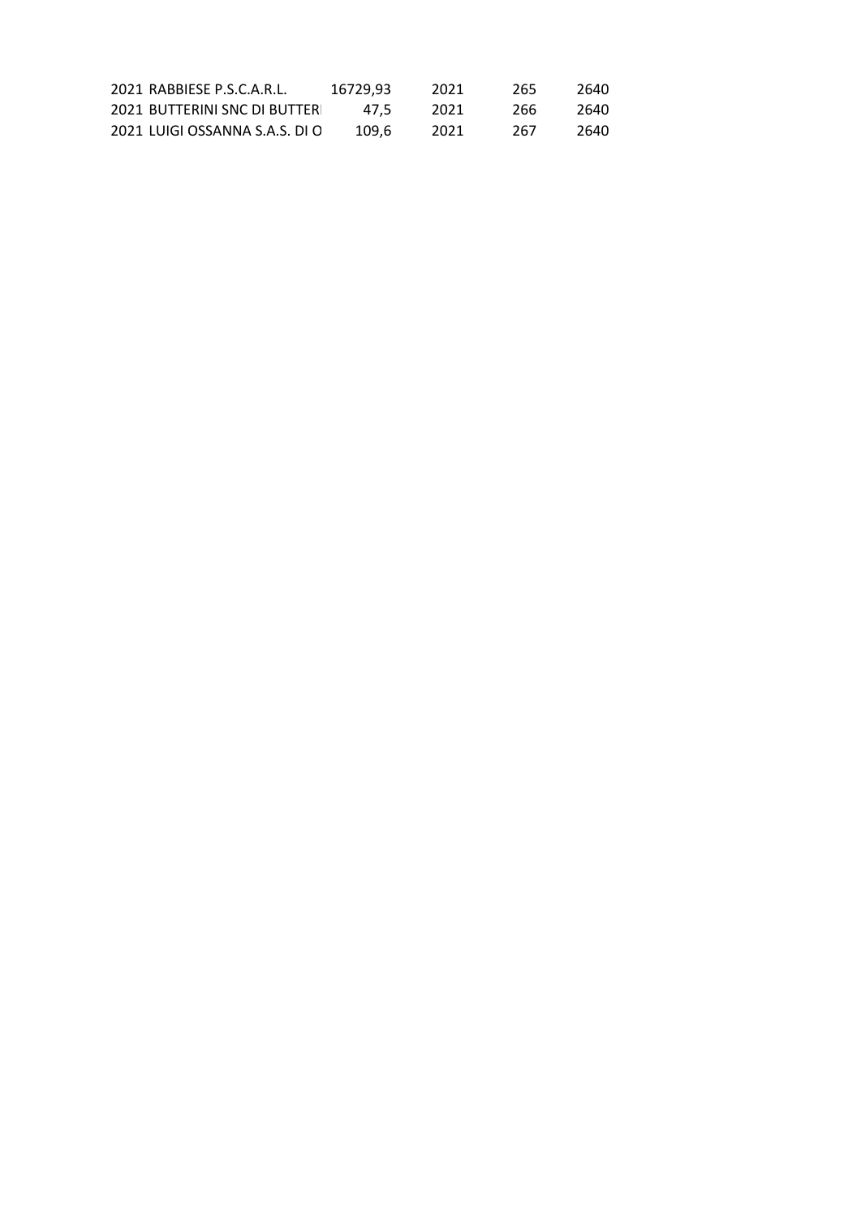| | | | | | |
|---|---|---|---|---|---|
| 2021 | RABBIESE P.S.C.A.R.L. | 16729,93 | 2021 | 265 | 2640 |
| 2021 | BUTTERINI SNC DI BUTTERI | 47,5 | 2021 | 266 | 2640 |
| 2021 | LUIGI OSSANNA S.A.S. DI O | 109,6 | 2021 | 267 | 2640 |